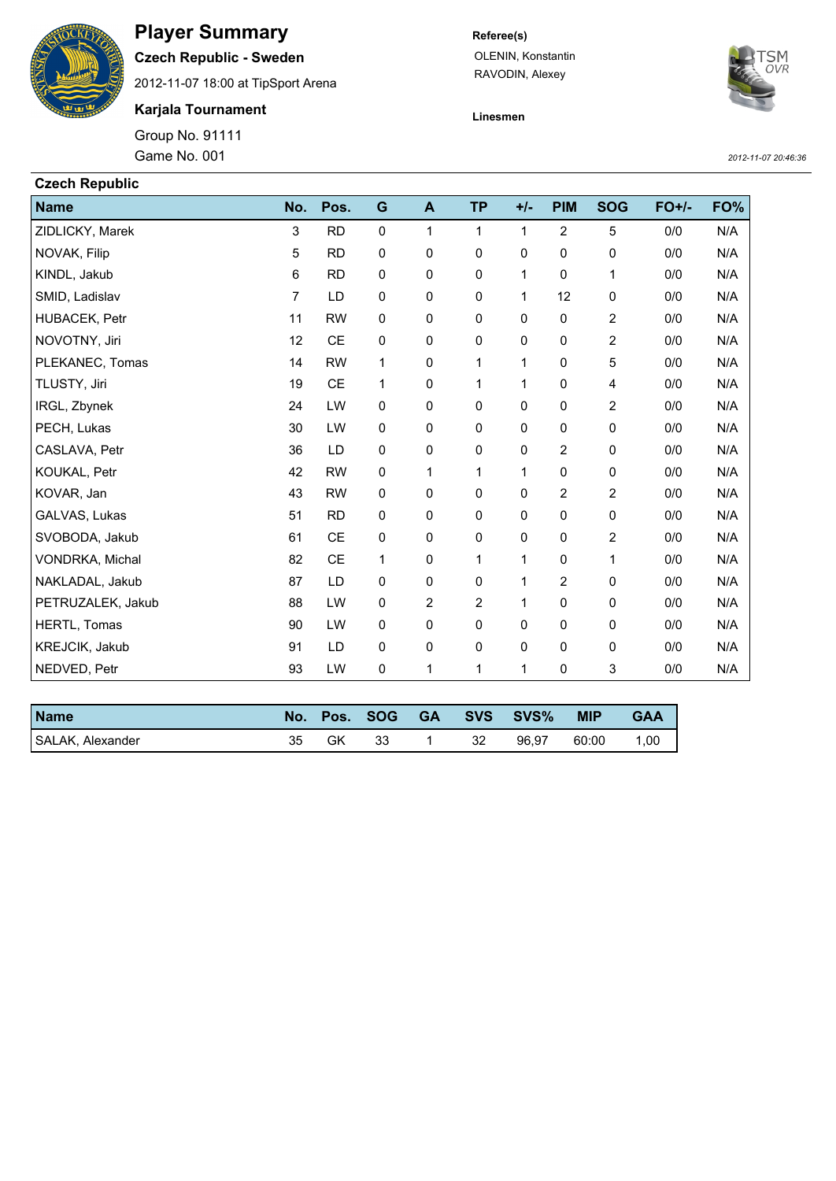# Player Summary

**Czech Republic - Sweden**

2012-11-07 18:00 at TipSport Arena

**Karjala Tournament**

Group No. 91111

Game No. 001

**Referee(s)**

OLENIN, Konstantin

RAVODIN, Alexey

**Linesmen**

*2012-11-07 20:46:36*

## Czech Republic

| Name | No. | Pos. | G | A | TP | +/- | PIM | SOG | FO+/- | FO% |
|---|---|---|---|---|---|---|---|---|---|---|
| ZIDLICKY, Marek | 3 | RD | 0 | 1 | 1 | 1 | 2 | 5 | 0/0 | N/A |
| NOVAK, Filip | 5 | RD | 0 | 0 | 0 | 0 | 0 | 0 | 0/0 | N/A |
| KINDL, Jakub | 6 | RD | 0 | 0 | 0 | 1 | 0 | 1 | 0/0 | N/A |
| SMID, Ladislav | 7 | LD | 0 | 0 | 0 | 1 | 12 | 0 | 0/0 | N/A |
| HUBACEK, Petr | 11 | RW | 0 | 0 | 0 | 0 | 0 | 2 | 0/0 | N/A |
| NOVOTNY, Jiri | 12 | CE | 0 | 0 | 0 | 0 | 0 | 2 | 0/0 | N/A |
| PLEKANEC, Tomas | 14 | RW | 1 | 0 | 1 | 1 | 0 | 5 | 0/0 | N/A |
| TLUSTY, Jiri | 19 | CE | 1 | 0 | 1 | 1 | 0 | 4 | 0/0 | N/A |
| IRGL, Zbynek | 24 | LW | 0 | 0 | 0 | 0 | 0 | 2 | 0/0 | N/A |
| PECH, Lukas | 30 | LW | 0 | 0 | 0 | 0 | 0 | 0 | 0/0 | N/A |
| CASLAVA, Petr | 36 | LD | 0 | 0 | 0 | 0 | 2 | 0 | 0/0 | N/A |
| KOUKAL, Petr | 42 | RW | 0 | 1 | 1 | 1 | 0 | 0 | 0/0 | N/A |
| KOVAR, Jan | 43 | RW | 0 | 0 | 0 | 0 | 2 | 2 | 0/0 | N/A |
| GALVAS, Lukas | 51 | RD | 0 | 0 | 0 | 0 | 0 | 0 | 0/0 | N/A |
| SVOBODA, Jakub | 61 | CE | 0 | 0 | 0 | 0 | 0 | 2 | 0/0 | N/A |
| VONDRKA, Michal | 82 | CE | 1 | 0 | 1 | 1 | 0 | 1 | 0/0 | N/A |
| NAKLADAL, Jakub | 87 | LD | 0 | 0 | 0 | 1 | 2 | 0 | 0/0 | N/A |
| PETRUZALEK, Jakub | 88 | LW | 0 | 2 | 2 | 1 | 0 | 0 | 0/0 | N/A |
| HERTL, Tomas | 90 | LW | 0 | 0 | 0 | 0 | 0 | 0 | 0/0 | N/A |
| KREJCIK, Jakub | 91 | LD | 0 | 0 | 0 | 0 | 0 | 0 | 0/0 | N/A |
| NEDVED, Petr | 93 | LW | 0 | 1 | 1 | 1 | 0 | 3 | 0/0 | N/A |

| Name | No. | Pos. | SOG | GA | SVS | SVS% | MIP | GAA |
|---|---|---|---|---|---|---|---|---|
| SALAK, Alexander | 35 | GK | 33 | 1 | 32 | 96,97 | 60:00 | 1,00 |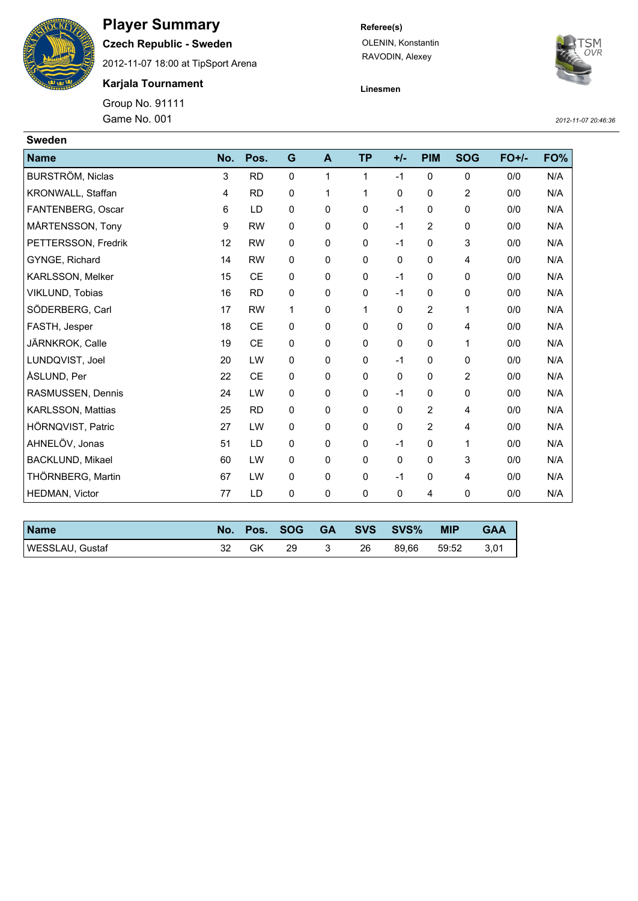# Player Summary

**Czech Republic - Sweden**

2012-11-07 18:00 at TipSport Arena

**Karjala Tournament**

Group No. 91111

Game No. 001

**Referee(s)**

OLENIN, Konstantin

RAVODIN, Alexey

**Linesmen**

*2012-11-07 20:46:36*

## Sweden

| Name | No. | Pos. | G | A | TP | +/- | PIM | SOG | FO+/- | FO% |
|---|---|---|---|---|---|---|---|---|---|---|
| BURSTRÖM, Niclas | 3 | RD | 0 | 1 | 1 | -1 | 0 | 0 | 0/0 | N/A |
| KRONWALL, Staffan | 4 | RD | 0 | 1 | 1 | 0 | 0 | 2 | 0/0 | N/A |
| FANTENBERG, Oscar | 6 | LD | 0 | 0 | 0 | -1 | 0 | 0 | 0/0 | N/A |
| MÅRTENSSON, Tony | 9 | RW | 0 | 0 | 0 | -1 | 2 | 0 | 0/0 | N/A |
| PETTERSSON, Fredrik | 12 | RW | 0 | 0 | 0 | -1 | 0 | 3 | 0/0 | N/A |
| GYNGE, Richard | 14 | RW | 0 | 0 | 0 | 0 | 0 | 4 | 0/0 | N/A |
| KARLSSON, Melker | 15 | CE | 0 | 0 | 0 | -1 | 0 | 0 | 0/0 | N/A |
| VIKLUND, Tobias | 16 | RD | 0 | 0 | 0 | -1 | 0 | 0 | 0/0 | N/A |
| SÖDERBERG, Carl | 17 | RW | 1 | 0 | 1 | 0 | 2 | 1 | 0/0 | N/A |
| FASTH, Jesper | 18 | CE | 0 | 0 | 0 | 0 | 0 | 4 | 0/0 | N/A |
| JÄRNKROK, Calle | 19 | CE | 0 | 0 | 0 | 0 | 0 | 1 | 0/0 | N/A |
| LUNDQVIST, Joel | 20 | LW | 0 | 0 | 0 | -1 | 0 | 0 | 0/0 | N/A |
| ÅSLUND, Per | 22 | CE | 0 | 0 | 0 | 0 | 0 | 2 | 0/0 | N/A |
| RASMUSSEN, Dennis | 24 | LW | 0 | 0 | 0 | -1 | 0 | 0 | 0/0 | N/A |
| KARLSSON, Mattias | 25 | RD | 0 | 0 | 0 | 0 | 2 | 4 | 0/0 | N/A |
| HÖRNQVIST, Patric | 27 | LW | 0 | 0 | 0 | 0 | 2 | 4 | 0/0 | N/A |
| AHNELÖV, Jonas | 51 | LD | 0 | 0 | 0 | -1 | 0 | 1 | 0/0 | N/A |
| BACKLUND, Mikael | 60 | LW | 0 | 0 | 0 | 0 | 0 | 3 | 0/0 | N/A |
| THÖRNBERG, Martin | 67 | LW | 0 | 0 | 0 | -1 | 0 | 4 | 0/0 | N/A |
| HEDMAN, Victor | 77 | LD | 0 | 0 | 0 | 0 | 4 | 0 | 0/0 | N/A |

| Name | No. | Pos. | SOG | GA | SVS | SVS% | MIP | GAA |
|---|---|---|---|---|---|---|---|---|
| WESSLAU, Gustaf | 32 | GK | 29 | 3 | 26 | 89,66 | 59:52 | 3,01 |